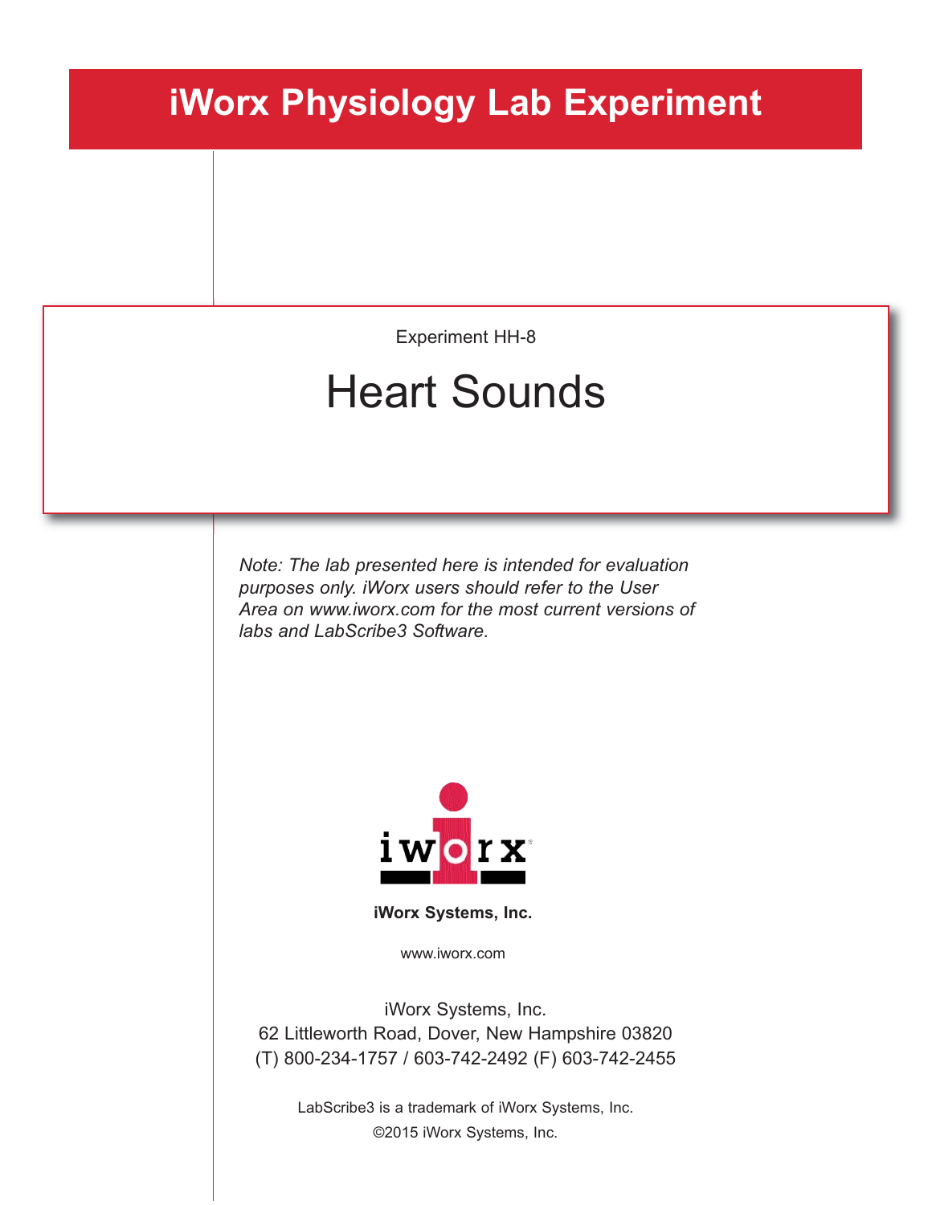# iWorx Physiology Lab Experiment

Experiment HH-8

## Heart Sounds

*Note: The lab presented here is intended for evaluation purposes only. iWorx users should refer to the User Area on www.iworx.com for the most current versions of labs and LabScribe3 Software.*

**iWorx Systems, Inc.**

www.iworx.com

iWorx Systems, Inc.
62 Littleworth Road, Dover, New Hampshire 03820
(T) 800-234-1757 / 603-742-2492 (F) 603-742-2455

LabScribe3 is a trademark of iWorx Systems, Inc.
©2015 iWorx Systems, Inc.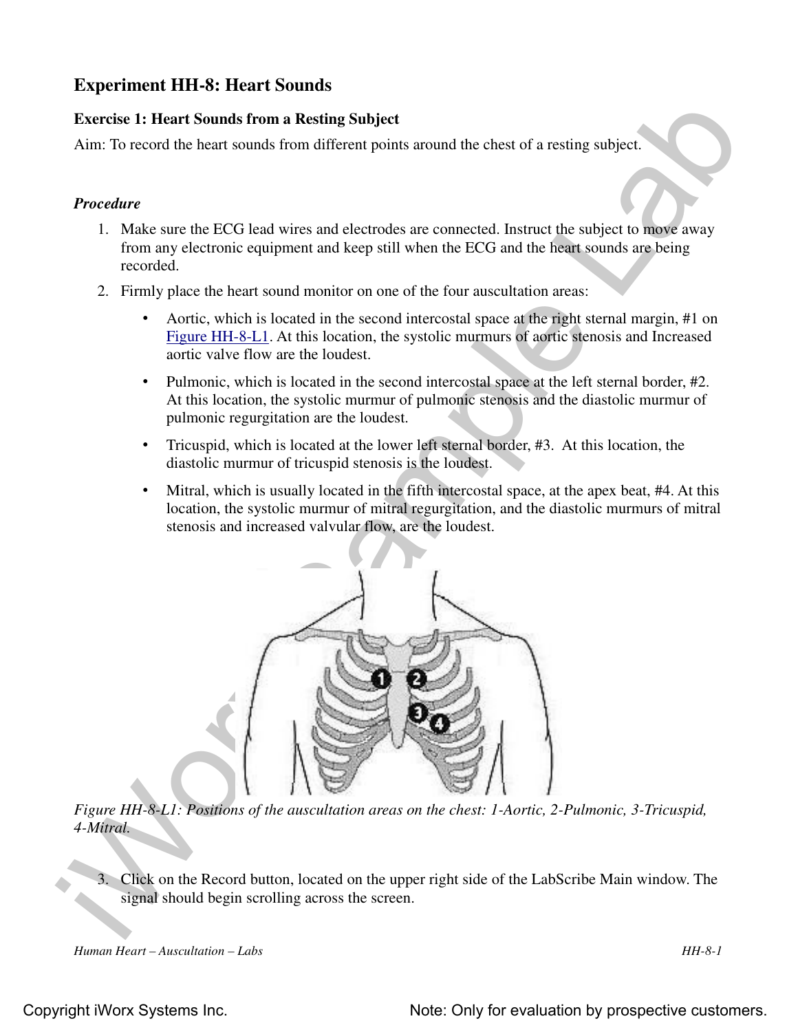# Experiment HH-8: Heart Sounds

## Exercise 1: Heart Sounds from a Resting Subject

Aim: To record the heart sounds from different points around the chest of a resting subject.

### *Procedure*

1. Make sure the ECG lead wires and electrodes are connected. Instruct the subject to move away from any electronic equipment and keep still when the ECG and the heart sounds are being recorded.
2. Firmly place the heart sound monitor on one of the four auscultation areas:
   - Aortic, which is located in the second intercostal space at the right sternal margin, #1 on Figure HH-8-L1. At this location, the systolic murmurs of aortic stenosis and Increased aortic valve flow are the loudest.
   - Pulmonic, which is located in the second intercostal space at the left sternal border, #2. At this location, the systolic murmur of pulmonic stenosis and the diastolic murmur of pulmonic regurgitation are the loudest.
   - Tricuspid, which is located at the lower left sternal border, #3. At this location, the diastolic murmur of tricuspid stenosis is the loudest.
   - Mitral, which is usually located in the fifth intercostal space, at the apex beat, #4. At this location, the systolic murmur of mitral regurgitation, and the diastolic murmurs of mitral stenosis and increased valvular flow, are the loudest.

*Figure HH-8-L1: Positions of the auscultation areas on the chest: 1-Aortic, 2-Pulmonic, 3-Tricuspid, 4-Mitral.*

3. Click on the Record button, located on the upper right side of the LabScribe Main window. The signal should begin scrolling across the screen.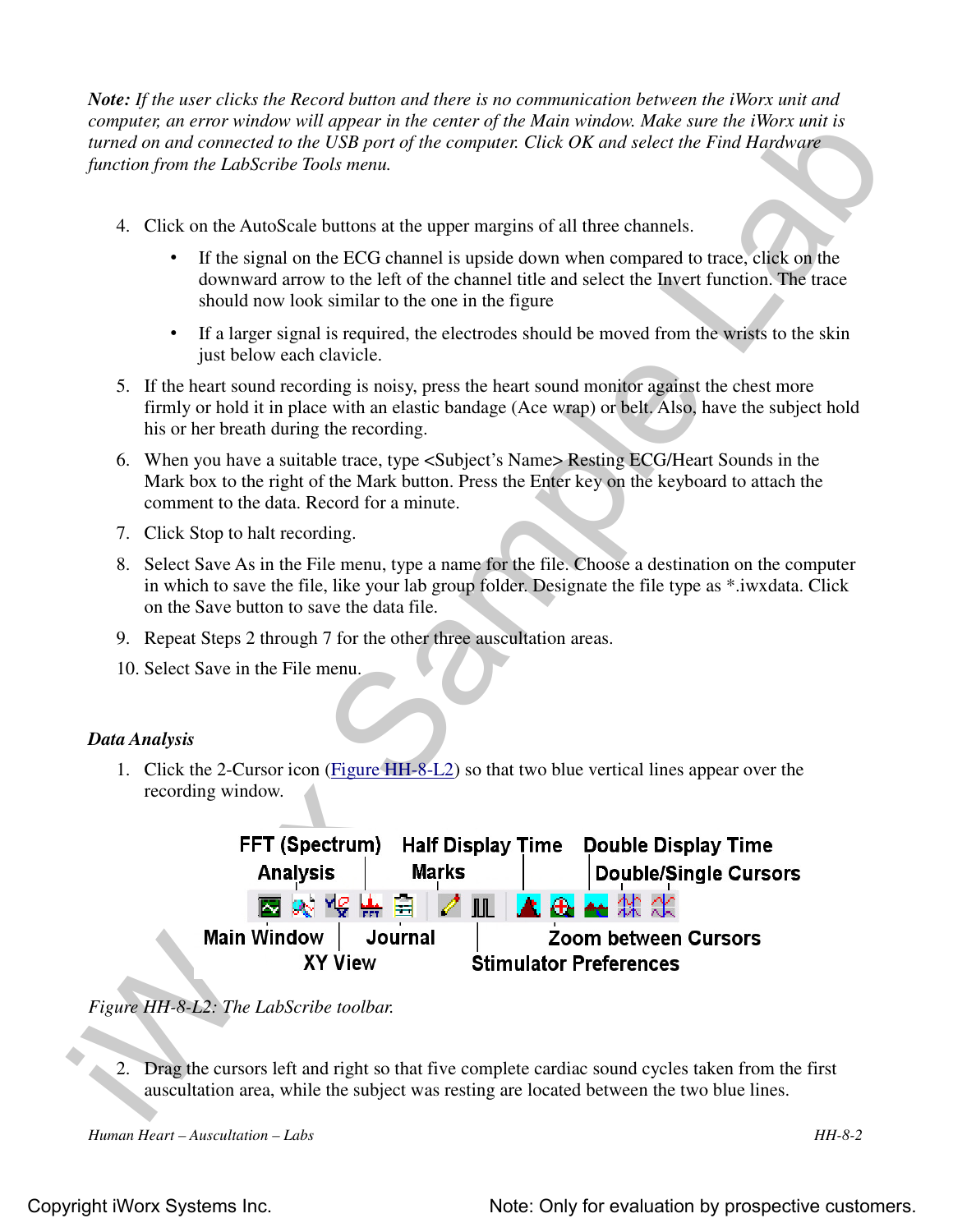*Note: If the user clicks the Record button and there is no communication between the iWorx unit and computer, an error window will appear in the center of the Main window. Make sure the iWorx unit is turned on and connected to the USB port of the computer. Click OK and select the Find Hardware function from the LabScribe Tools menu.*

4. Click on the AutoScale buttons at the upper margins of all three channels.
   - If the signal on the ECG channel is upside down when compared to trace, click on the downward arrow to the left of the channel title and select the Invert function. The trace should now look similar to the one in the figure
   - If a larger signal is required, the electrodes should be moved from the wrists to the skin just below each clavicle.
5. If the heart sound recording is noisy, press the heart sound monitor against the chest more firmly or hold it in place with an elastic bandage (Ace wrap) or belt. Also, have the subject hold his or her breath during the recording.
6. When you have a suitable trace, type <Subject's Name> Resting ECG/Heart Sounds in the Mark box to the right of the Mark button. Press the Enter key on the keyboard to attach the comment to the data. Record for a minute.
7. Click Stop to halt recording.
8. Select Save As in the File menu, type a name for the file. Choose a destination on the computer in which to save the file, like your lab group folder. Designate the file type as *.iwxdata. Click on the Save button to save the data file.
9. Repeat Steps 2 through 7 for the other three auscultation areas.
10. Select Save in the File menu.

***Data Analysis***

1. Click the 2-Cursor icon (Figure HH-8-L2) so that two blue vertical lines appear over the recording window.

FFT (Spectrum) Analysis | Half Display Time | Double Display Time | Marks | Double/Single Cursors | Main Window | Journal | Zoom between Cursors | XY View | Stimulator Preferences

*Figure HH-8-L2: The LabScribe toolbar.*

2. Drag the cursors left and right so that five complete cardiac sound cycles taken from the first auscultation area, while the subject was resting are located between the two blue lines.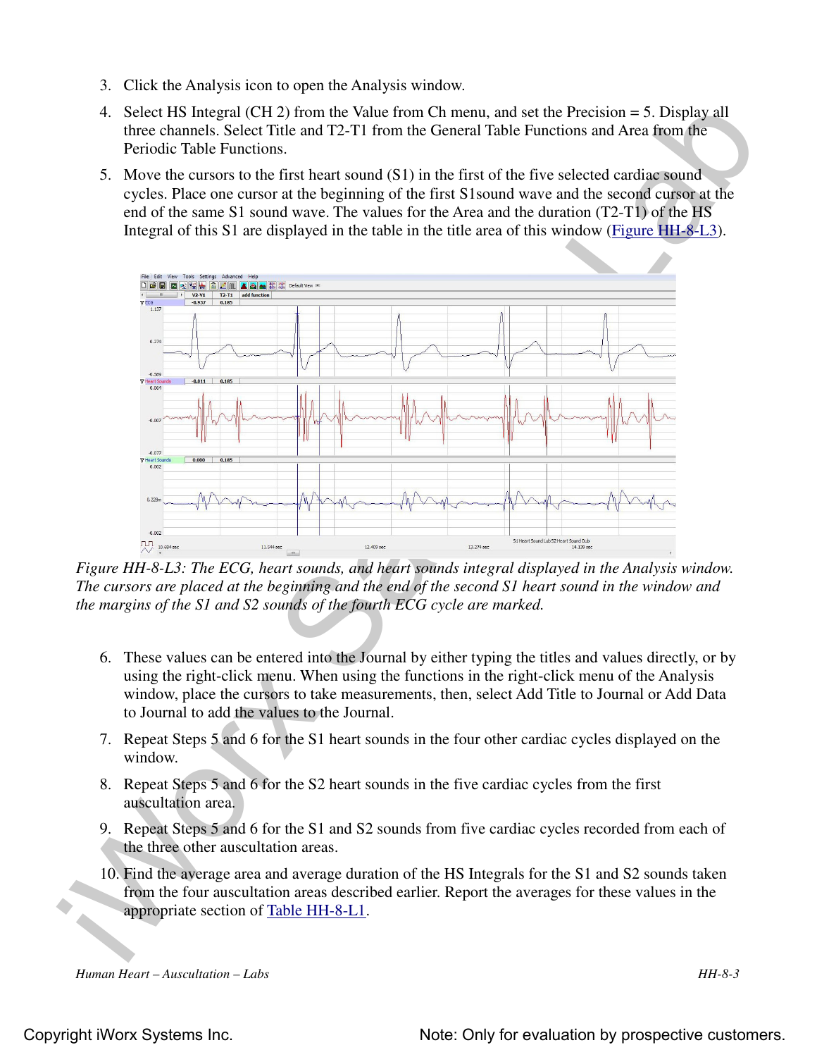3. Click the Analysis icon to open the Analysis window.
4. Select HS Integral (CH 2) from the Value from Ch menu, and set the Precision = 5. Display all three channels. Select Title and T2-T1 from the General Table Functions and Area from the Periodic Table Functions.
5. Move the cursors to the first heart sound (S1) in the first of the five selected cardiac sound cycles. Place one cursor at the beginning of the first S1sound wave and the second cursor at the end of the same S1 sound wave. The values for the Area and the duration (T2-T1) of the HS Integral of this S1 are displayed in the table in the title area of this window (Figure HH-8-L3).

*Figure HH-8-L3: The ECG, heart sounds, and heart sounds integral displayed in the Analysis window. The cursors are placed at the beginning and the end of the second S1 heart sound in the window and the margins of the S1 and S2 sounds of the fourth ECG cycle are marked.*

6. These values can be entered into the Journal by either typing the titles and values directly, or by using the right-click menu. When using the functions in the right-click menu of the Analysis window, place the cursors to take measurements, then, select Add Title to Journal or Add Data to Journal to add the values to the Journal.
7. Repeat Steps 5 and 6 for the S1 heart sounds in the four other cardiac cycles displayed on the window.
8. Repeat Steps 5 and 6 for the S2 heart sounds in the five cardiac cycles from the first auscultation area.
9. Repeat Steps 5 and 6 for the S1 and S2 sounds from five cardiac cycles recorded from each of the three other auscultation areas.
10. Find the average area and average duration of the HS Integrals for the S1 and S2 sounds taken from the four auscultation areas described earlier. Report the averages for these values in the appropriate section of Table HH-8-L1.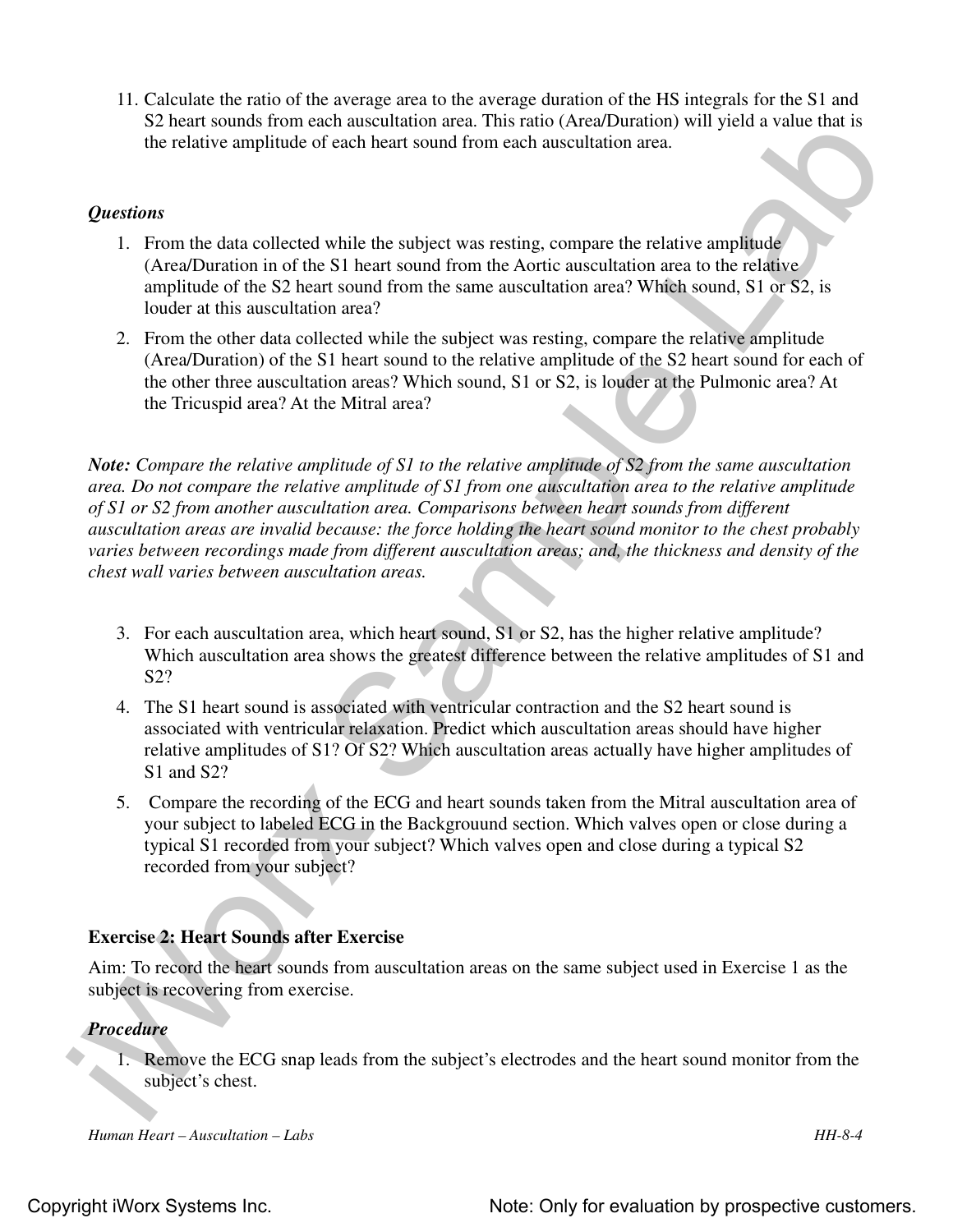11. Calculate the ratio of the average area to the average duration of the HS integrals for the S1 and S2 heart sounds from each auscultation area. This ratio (Area/Duration) will yield a value that is the relative amplitude of each heart sound from each auscultation area.

*Questions*

1. From the data collected while the subject was resting, compare the relative amplitude (Area/Duration in of the S1 heart sound from the Aortic auscultation area to the relative amplitude of the S2 heart sound from the same auscultation area? Which sound, S1 or S2, is louder at this auscultation area?
2. From the other data collected while the subject was resting, compare the relative amplitude (Area/Duration) of the S1 heart sound to the relative amplitude of the S2 heart sound for each of the other three auscultation areas? Which sound, S1 or S2, is louder at the Pulmonic area? At the Tricuspid area? At the Mitral area?

***Note:*** *Compare the relative amplitude of S1 to the relative amplitude of S2 from the same auscultation area. Do not compare the relative amplitude of S1 from one auscultation area to the relative amplitude of S1 or S2 from another auscultation area. Comparisons between heart sounds from different auscultation areas are invalid because: the force holding the heart sound monitor to the chest probably varies between recordings made from different auscultation areas; and, the thickness and density of the chest wall varies between auscultation areas.*

3. For each auscultation area, which heart sound, S1 or S2, has the higher relative amplitude? Which auscultation area shows the greatest difference between the relative amplitudes of S1 and S2?
4. The S1 heart sound is associated with ventricular contraction and the S2 heart sound is associated with ventricular relaxation. Predict which auscultation areas should have higher relative amplitudes of S1? Of S2? Which auscultation areas actually have higher amplitudes of S1 and S2?
5. Compare the recording of the ECG and heart sounds taken from the Mitral auscultation area of your subject to labeled ECG in the Backgrouund section. Which valves open or close during a typical S1 recorded from your subject? Which valves open and close during a typical S2 recorded from your subject?

**Exercise 2: Heart Sounds after Exercise**

Aim: To record the heart sounds from auscultation areas on the same subject used in Exercise 1 as the subject is recovering from exercise.

***Procedure***

1. Remove the ECG snap leads from the subject's electrodes and the heart sound monitor from the subject's chest.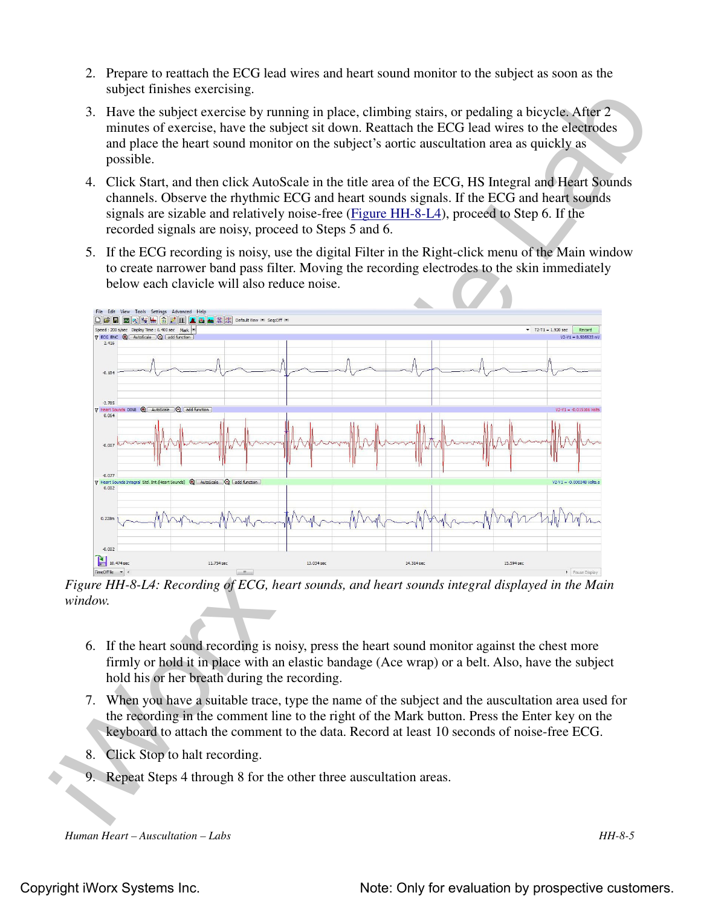2. Prepare to reattach the ECG lead wires and heart sound monitor to the subject as soon as the subject finishes exercising.

3. Have the subject exercise by running in place, climbing stairs, or pedaling a bicycle. After 2 minutes of exercise, have the subject sit down. Reattach the ECG lead wires to the electrodes and place the heart sound monitor on the subject's aortic auscultation area as quickly as possible.

4. Click Start, and then click AutoScale in the title area of the ECG, HS Integral and Heart Sounds channels. Observe the rhythmic ECG and heart sounds signals. If the ECG and heart sounds signals are sizable and relatively noise-free (Figure HH-8-L4), proceed to Step 6. If the recorded signals are noisy, proceed to Steps 5 and 6.

5. If the ECG recording is noisy, use the digital Filter in the Right-click menu of the Main window to create narrower band pass filter. Moving the recording electrodes to the skin immediately below each clavicle will also reduce noise.

*Figure HH-8-L4: Recording of ECG, heart sounds, and heart sounds integral displayed in the Main window.*

6. If the heart sound recording is noisy, press the heart sound monitor against the chest more firmly or hold it in place with an elastic bandage (Ace wrap) or a belt. Also, have the subject hold his or her breath during the recording.

7. When you have a suitable trace, type the name of the subject and the auscultation area used for the recording in the comment line to the right of the Mark button. Press the Enter key on the keyboard to attach the comment to the data. Record at least 10 seconds of noise-free ECG.

8. Click Stop to halt recording.

9. Repeat Steps 4 through 8 for the other three auscultation areas.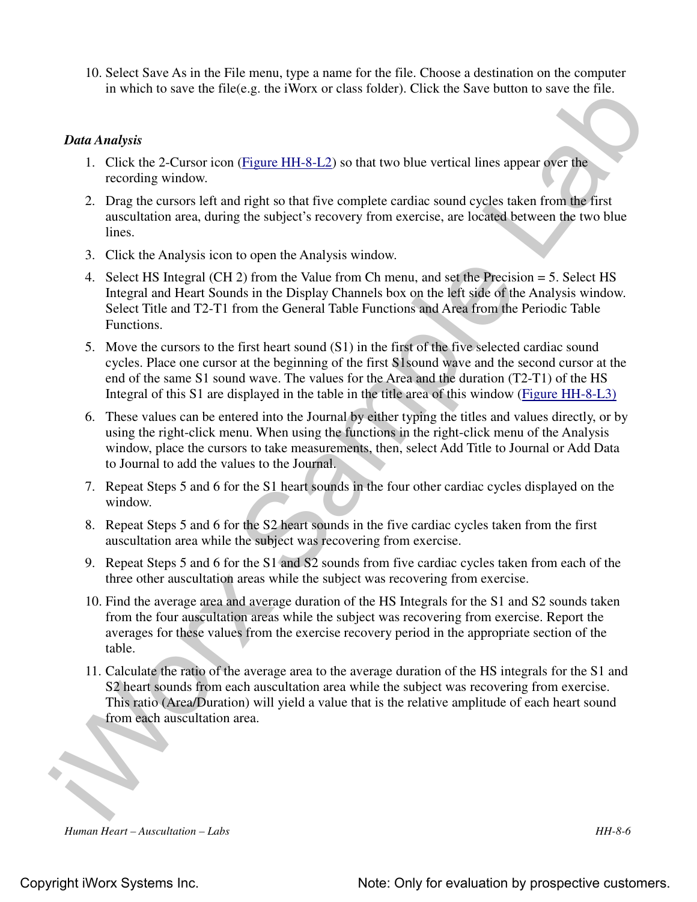10. Select Save As in the File menu, type a name for the file. Choose a destination on the computer in which to save the file(e.g. the iWorx or class folder). Click the Save button to save the file.

### *Data Analysis*

1. Click the 2-Cursor icon (Figure HH-8-L2) so that two blue vertical lines appear over the recording window.
2. Drag the cursors left and right so that five complete cardiac sound cycles taken from the first auscultation area, during the subject's recovery from exercise, are located between the two blue lines.
3. Click the Analysis icon to open the Analysis window.
4. Select HS Integral (CH 2) from the Value from Ch menu, and set the Precision = 5. Select HS Integral and Heart Sounds in the Display Channels box on the left side of the Analysis window. Select Title and T2-T1 from the General Table Functions and Area from the Periodic Table Functions.
5. Move the cursors to the first heart sound (S1) in the first of the five selected cardiac sound cycles. Place one cursor at the beginning of the first S1sound wave and the second cursor at the end of the same S1 sound wave. The values for the Area and the duration (T2-T1) of the HS Integral of this S1 are displayed in the table in the title area of this window (Figure HH-8-L3)
6. These values can be entered into the Journal by either typing the titles and values directly, or by using the right-click menu. When using the functions in the right-click menu of the Analysis window, place the cursors to take measurements, then, select Add Title to Journal or Add Data to Journal to add the values to the Journal.
7. Repeat Steps 5 and 6 for the S1 heart sounds in the four other cardiac cycles displayed on the window.
8. Repeat Steps 5 and 6 for the S2 heart sounds in the five cardiac cycles taken from the first auscultation area while the subject was recovering from exercise.
9. Repeat Steps 5 and 6 for the S1 and S2 sounds from five cardiac cycles taken from each of the three other auscultation areas while the subject was recovering from exercise.
10. Find the average area and average duration of the HS Integrals for the S1 and S2 sounds taken from the four auscultation areas while the subject was recovering from exercise. Report the averages for these values from the exercise recovery period in the appropriate section of the table.
11. Calculate the ratio of the average area to the average duration of the HS integrals for the S1 and S2 heart sounds from each auscultation area while the subject was recovering from exercise. This ratio (Area/Duration) will yield a value that is the relative amplitude of each heart sound from each auscultation area.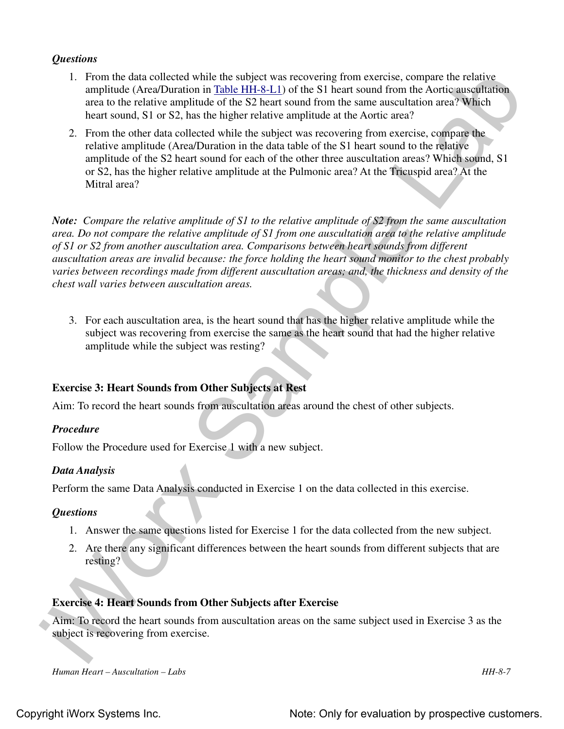***Questions***

1. From the data collected while the subject was recovering from exercise, compare the relative amplitude (Area/Duration in Table HH-8-L1) of the S1 heart sound from the Aortic auscultation area to the relative amplitude of the S2 heart sound from the same auscultation area? Which heart sound, S1 or S2, has the higher relative amplitude at the Aortic area?
2. From the other data collected while the subject was recovering from exercise, compare the relative amplitude (Area/Duration in the data table of the S1 heart sound to the relative amplitude of the S2 heart sound for each of the other three auscultation areas? Which sound, S1 or S2, has the higher relative amplitude at the Pulmonic area? At the Tricuspid area? At the Mitral area?

***Note:*** *Compare the relative amplitude of S1 to the relative amplitude of S2 from the same auscultation area. Do not compare the relative amplitude of S1 from one auscultation area to the relative amplitude of S1 or S2 from another auscultation area. Comparisons between heart sounds from different auscultation areas are invalid because: the force holding the heart sound monitor to the chest probably varies between recordings made from different auscultation areas; and, the thickness and density of the chest wall varies between auscultation areas.*

3. For each auscultation area, is the heart sound that has the higher relative amplitude while the subject was recovering from exercise the same as the heart sound that had the higher relative amplitude while the subject was resting?

### Exercise 3: Heart Sounds from Other Subjects at Rest

Aim: To record the heart sounds from auscultation areas around the chest of other subjects.

***Procedure***

Follow the Procedure used for Exercise 1 with a new subject.

***Data Analysis***

Perform the same Data Analysis conducted in Exercise 1 on the data collected in this exercise.

***Questions***

1. Answer the same questions listed for Exercise 1 for the data collected from the new subject.
2. Are there any significant differences between the heart sounds from different subjects that are resting?

### Exercise 4: Heart Sounds from Other Subjects after Exercise

Aim: To record the heart sounds from auscultation areas on the same subject used in Exercise 3 as the subject is recovering from exercise.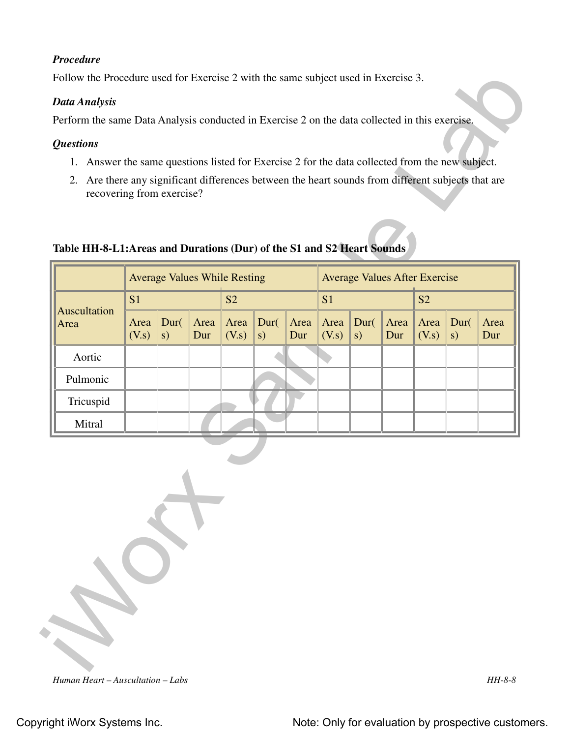***Procedure***

Follow the Procedure used for Exercise 2 with the same subject used in Exercise 3.

***Data Analysis***

Perform the same Data Analysis conducted in Exercise 2 on the data collected in this exercise.

***Questions***

1. Answer the same questions listed for Exercise 2 for the data collected from the new subject.
2. Are there any significant differences between the heart sounds from different subjects that are recovering from exercise?

**Table HH-8-L1:Areas and Durations (Dur) of the S1 and S2 Heart Sounds**

| | Average Values While Resting | | | | | | Average Values After Exercise | | | | | |
|---|---|---|---|---|---|---|---|---|---|---|---|---|
| Auscultation Area | S1 | | | S2 | | | S1 | | | S2 | | |
| | Area (V.s) | Dur(s) | Area Dur | Area (V.s) | Dur(s) | Area Dur | Area (V.s) | Dur(s) | Area Dur | Area (V.s) | Dur(s) | Area Dur |
| Aortic | | | | | | | | | | | | |
| Pulmonic | | | | | | | | | | | | |
| Tricuspid | | | | | | | | | | | | |
| Mitral | | | | | | | | | | | | |

Copyright iWorx Systems Inc. Note: Only for evaluation by prospective customers.